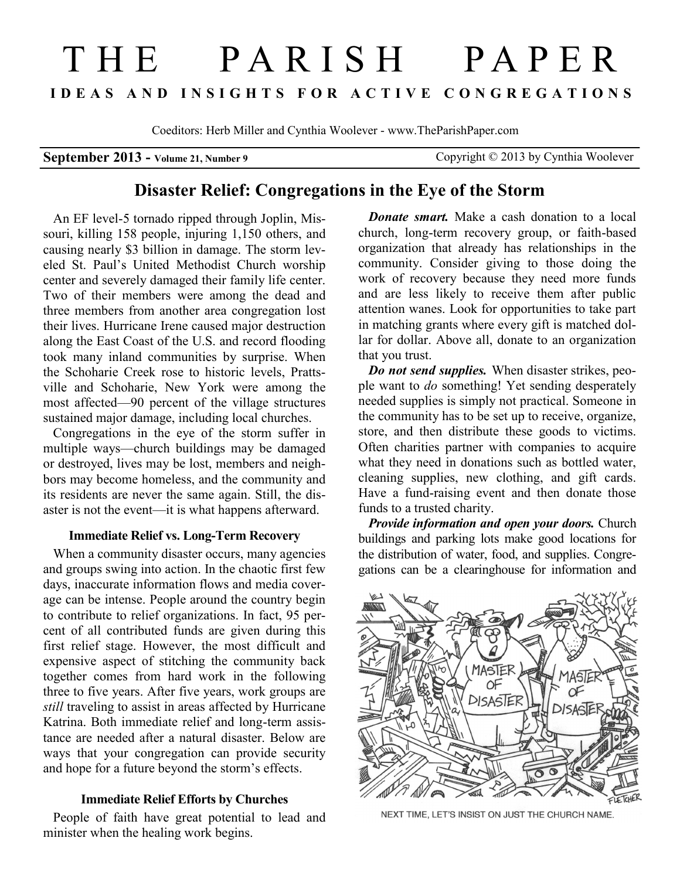# THE PARISH PAPER

**IDEAS AND INSIGHTS FOR ACTIVE CONGREGATIONS**

Coeditors: Herb Miller and Cynthia Woolever - www.TheParishPaper.com

**September 2013 - Volume 21, Number 9** Copyright © 2013 by Cynthia Woolever

## Disaster Relief: Congregations in the Eye of the Storm

An EF level-5 tornado ripped through Joplin, Missouri, killing 158 people, injuring 1,150 others, and causing nearly $3 billion in damage. The storm leveled St. Paul's United Methodist Church worship center and severely damaged their family life center. Two of their members were among the dead and three members from another area congregation lost their lives. Hurricane Irene caused major destruction along the East Coast of the U.S. and record flooding took many inland communities by surprise. When the Schoharie Creek rose to historic levels, Prattsville and Schoharie, New York were among the most affected—90 percent of the village structures sustained major damage, including local churches.

Congregations in the eye of the storm suffer in multiple ways—church buildings may be damaged or destroyed, lives may be lost, members and neighbors may become homeless, and the community and its residents are never the same again. Still, the disaster is not the event—it is what happens afterward.

### Immediate Relief vs. Long-Term Recovery

When a community disaster occurs, many agencies and groups swing into action. In the chaotic first few days, inaccurate information flows and media coverage can be intense. People around the country begin to contribute to relief organizations. In fact, 95 percent of all contributed funds are given during this first relief stage. However, the most difficult and expensive aspect of stitching the community back together comes from hard work in the following three to five years. After five years, work groups are *still* traveling to assist in areas affected by Hurricane Katrina. Both immediate relief and long-term assistance are needed after a natural disaster. Below are ways that your congregation can provide security and hope for a future beyond the storm's effects.

### Immediate Relief Efforts by Churches

People of faith have great potential to lead and minister when the healing work begins.

***Donate smart.*** Make a cash donation to a local church, long-term recovery group, or faith-based organization that already has relationships in the community. Consider giving to those doing the work of recovery because they need more funds and are less likely to receive them after public attention wanes. Look for opportunities to take part in matching grants where every gift is matched dollar for dollar. Above all, donate to an organization that you trust.

***Do not send supplies.*** When disaster strikes, people want to *do* something! Yet sending desperately needed supplies is simply not practical. Someone in the community has to be set up to receive, organize, store, and then distribute these goods to victims. Often charities partner with companies to acquire what they need in donations such as bottled water, cleaning supplies, new clothing, and gift cards. Have a fund-raising event and then donate those funds to a trusted charity.

***Provide information and open your doors.*** Church buildings and parking lots make good locations for the distribution of water, food, and supplies. Congregations can be a clearinghouse for information and

NEXT TIME, LET'S INSIST ON JUST THE CHURCH NAME.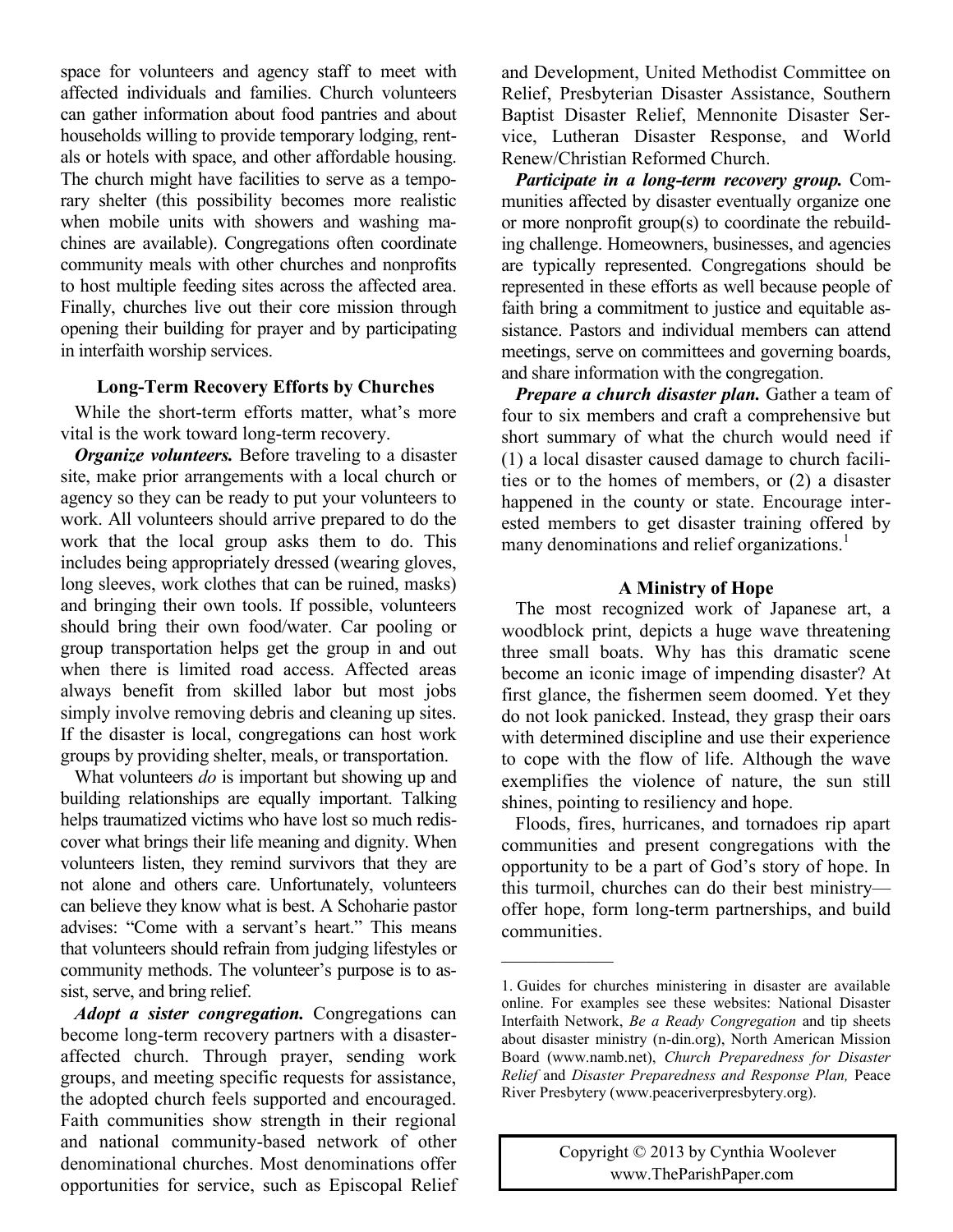space for volunteers and agency staff to meet with affected individuals and families. Church volunteers can gather information about food pantries and about households willing to provide temporary lodging, rentals or hotels with space, and other affordable housing. The church might have facilities to serve as a temporary shelter (this possibility becomes more realistic when mobile units with showers and washing machines are available). Congregations often coordinate community meals with other churches and nonprofits to host multiple feeding sites across the affected area. Finally, churches live out their core mission through opening their building for prayer and by participating in interfaith worship services.

### Long-Term Recovery Efforts by Churches

While the short-term efforts matter, what's more vital is the work toward long-term recovery.

***Organize volunteers.*** Before traveling to a disaster site, make prior arrangements with a local church or agency so they can be ready to put your volunteers to work. All volunteers should arrive prepared to do the work that the local group asks them to do. This includes being appropriately dressed (wearing gloves, long sleeves, work clothes that can be ruined, masks) and bringing their own tools. If possible, volunteers should bring their own food/water. Car pooling or group transportation helps get the group in and out when there is limited road access. Affected areas always benefit from skilled labor but most jobs simply involve removing debris and cleaning up sites. If the disaster is local, congregations can host work groups by providing shelter, meals, or transportation.

What volunteers *do* is important but showing up and building relationships are equally important. Talking helps traumatized victims who have lost so much rediscover what brings their life meaning and dignity. When volunteers listen, they remind survivors that they are not alone and others care. Unfortunately, volunteers can believe they know what is best. A Schoharie pastor advises: "Come with a servant's heart." This means that volunteers should refrain from judging lifestyles or community methods. The volunteer's purpose is to assist, serve, and bring relief.

***Adopt a sister congregation.*** Congregations can become long-term recovery partners with a disaster-affected church. Through prayer, sending work groups, and meeting specific requests for assistance, the adopted church feels supported and encouraged. Faith communities show strength in their regional and national community-based network of other denominational churches. Most denominations offer opportunities for service, such as Episcopal Relief and Development, United Methodist Committee on Relief, Presbyterian Disaster Assistance, Southern Baptist Disaster Relief, Mennonite Disaster Service, Lutheran Disaster Response, and World Renew/Christian Reformed Church.

***Participate in a long-term recovery group.*** Communities affected by disaster eventually organize one or more nonprofit group(s) to coordinate the rebuilding challenge. Homeowners, businesses, and agencies are typically represented. Congregations should be represented in these efforts as well because people of faith bring a commitment to justice and equitable assistance. Pastors and individual members can attend meetings, serve on committees and governing boards, and share information with the congregation.

***Prepare a church disaster plan.*** Gather a team of four to six members and craft a comprehensive but short summary of what the church would need if (1) a local disaster caused damage to church facilities or to the homes of members, or (2) a disaster happened in the county or state. Encourage interested members to get disaster training offered by many denominations and relief organizations.[1]

### A Ministry of Hope

The most recognized work of Japanese art, a woodblock print, depicts a huge wave threatening three small boats. Why has this dramatic scene become an iconic image of impending disaster? At first glance, the fishermen seem doomed. Yet they do not look panicked. Instead, they grasp their oars with determined discipline and use their experience to cope with the flow of life. Although the wave exemplifies the violence of nature, the sun still shines, pointing to resiliency and hope.

Floods, fires, hurricanes, and tornadoes rip apart communities and present congregations with the opportunity to be a part of God's story of hope. In this turmoil, churches can do their best ministry—offer hope, form long-term partnerships, and build communities.

---

1. Guides for churches ministering in disaster are available online. For examples see these websites: National Disaster Interfaith Network, *Be a Ready Congregation* and tip sheets about disaster ministry (n-din.org), North American Mission Board (www.namb.net), *Church Preparedness for Disaster Relief* and *Disaster Preparedness and Response Plan,* Peace River Presbytery (www.peaceriverpresbytery.org).

Copyright © 2013 by Cynthia Woolever
www.TheParishPaper.com